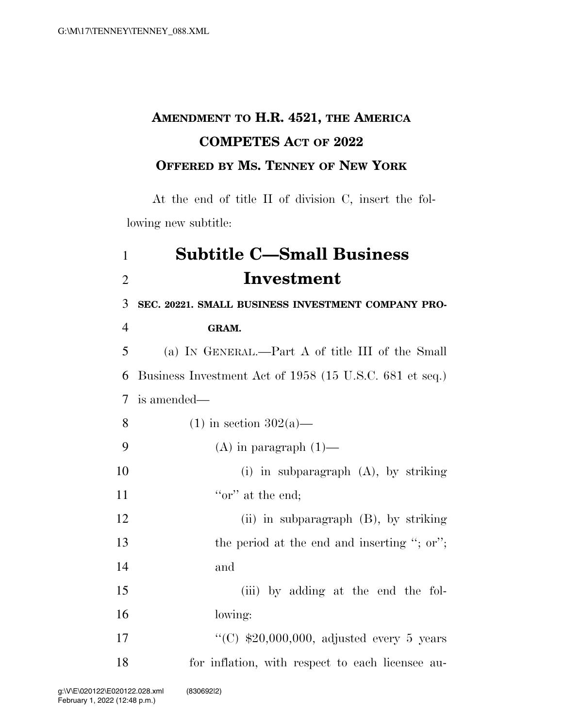**AMENDMENT TO H.R. 4521, THE AMERICA COMPETES ACT OF 2022**

**OFFERED BY MS. TENNEY OF NEW YORK**

At the end of title II of division C, insert the following new subtitle:

# Subtitle C—Small Business Investment

**SEC. 20221. SMALL BUSINESS INVESTMENT COMPANY PROGRAM.**

(a) IN GENERAL.—Part A of title III of the Small Business Investment Act of 1958 (15 U.S.C. 681 et seq.) is amended—

(1) in section 302(a)—

(A) in paragraph (1)—

(i) in subparagraph (A), by striking "or" at the end;

(ii) in subparagraph (B), by striking the period at the end and inserting "; or"; and

(iii) by adding at the end the following:

"(C) $20,000,000, adjusted every 5 years for inflation, with respect to each licensee au-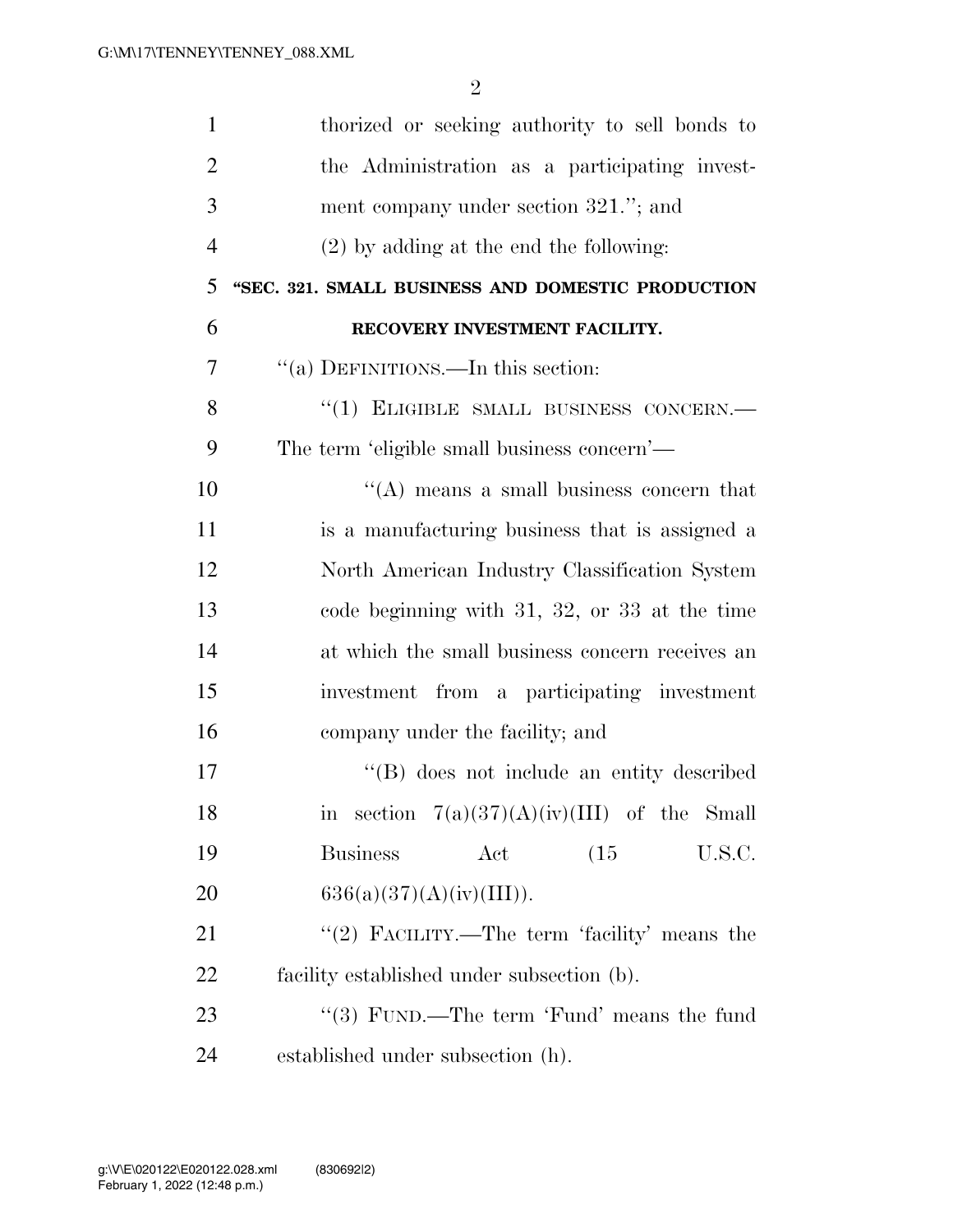thorized or seeking authority to sell bonds to the Administration as a participating investment company under section 321.''; and

(2) by adding at the end the following:

**''SEC. 321. SMALL BUSINESS AND DOMESTIC PRODUCTION RECOVERY INVESTMENT FACILITY.**

''(a) DEFINITIONS.—In this section:

''(1) ELIGIBLE SMALL BUSINESS CONCERN.— The term 'eligible small business concern'—

''(A) means a small business concern that is a manufacturing business that is assigned a North American Industry Classification System code beginning with 31, 32, or 33 at the time at which the small business concern receives an investment from a participating investment company under the facility; and

''(B) does not include an entity described in section 7(a)(37)(A)(iv)(III) of the Small Business Act (15 U.S.C. 636(a)(37)(A)(iv)(III)).

''(2) FACILITY.—The term 'facility' means the facility established under subsection (b).

''(3) FUND.—The term 'Fund' means the fund established under subsection (h).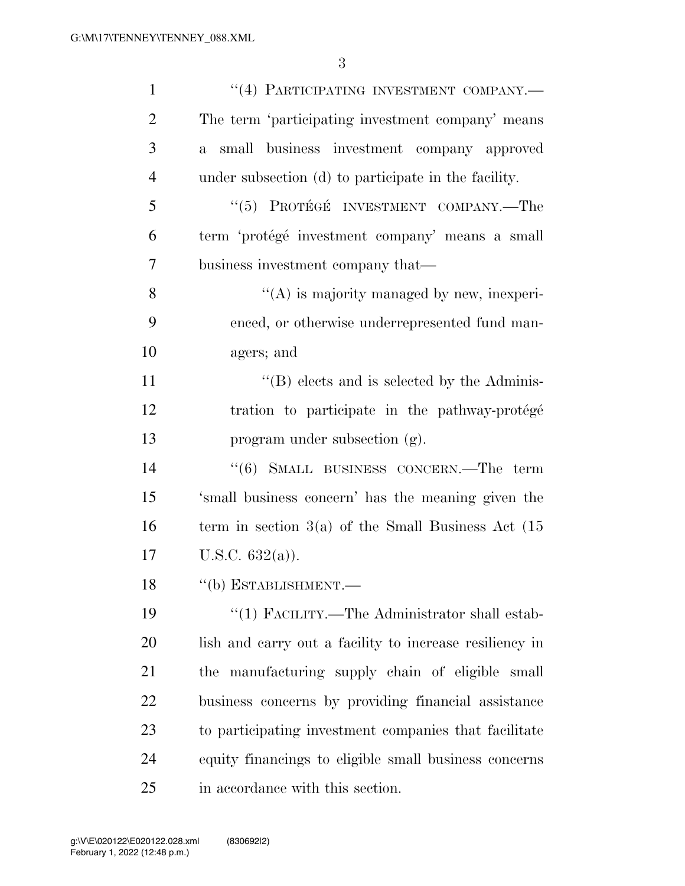"(4) PARTICIPATING INVESTMENT COMPANY.—The term 'participating investment company' means a small business investment company approved under subsection (d) to participate in the facility.

"(5) PROTÉGÉ INVESTMENT COMPANY.—The term 'protégé investment company' means a small business investment company that—

"(A) is majority managed by new, inexperienced, or otherwise underrepresented fund managers; and

"(B) elects and is selected by the Administration to participate in the pathway-protégé program under subsection (g).

"(6) SMALL BUSINESS CONCERN.—The term 'small business concern' has the meaning given the term in section 3(a) of the Small Business Act (15 U.S.C. 632(a)).

"(b) ESTABLISHMENT.—

"(1) FACILITY.—The Administrator shall establish and carry out a facility to increase resiliency in the manufacturing supply chain of eligible small business concerns by providing financial assistance to participating investment companies that facilitate equity financings to eligible small business concerns in accordance with this section.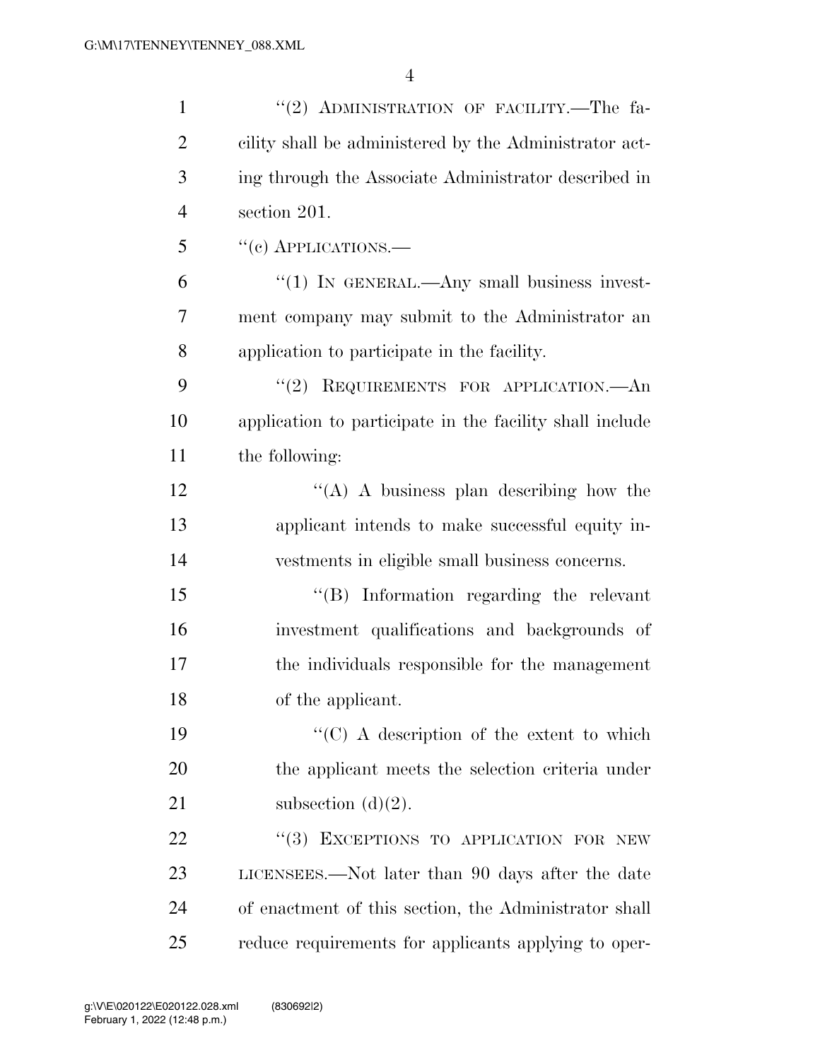"(2) ADMINISTRATION OF FACILITY.—The facility shall be administered by the Administrator acting through the Associate Administrator described in section 201.

"(c) APPLICATIONS.—

"(1) IN GENERAL.—Any small business investment company may submit to the Administrator an application to participate in the facility.

"(2) REQUIREMENTS FOR APPLICATION.—An application to participate in the facility shall include the following:

"(A) A business plan describing how the applicant intends to make successful equity investments in eligible small business concerns.

"(B) Information regarding the relevant investment qualifications and backgrounds of the individuals responsible for the management of the applicant.

"(C) A description of the extent to which the applicant meets the selection criteria under subsection (d)(2).

"(3) EXCEPTIONS TO APPLICATION FOR NEW LICENSEES.—Not later than 90 days after the date of enactment of this section, the Administrator shall reduce requirements for applicants applying to oper-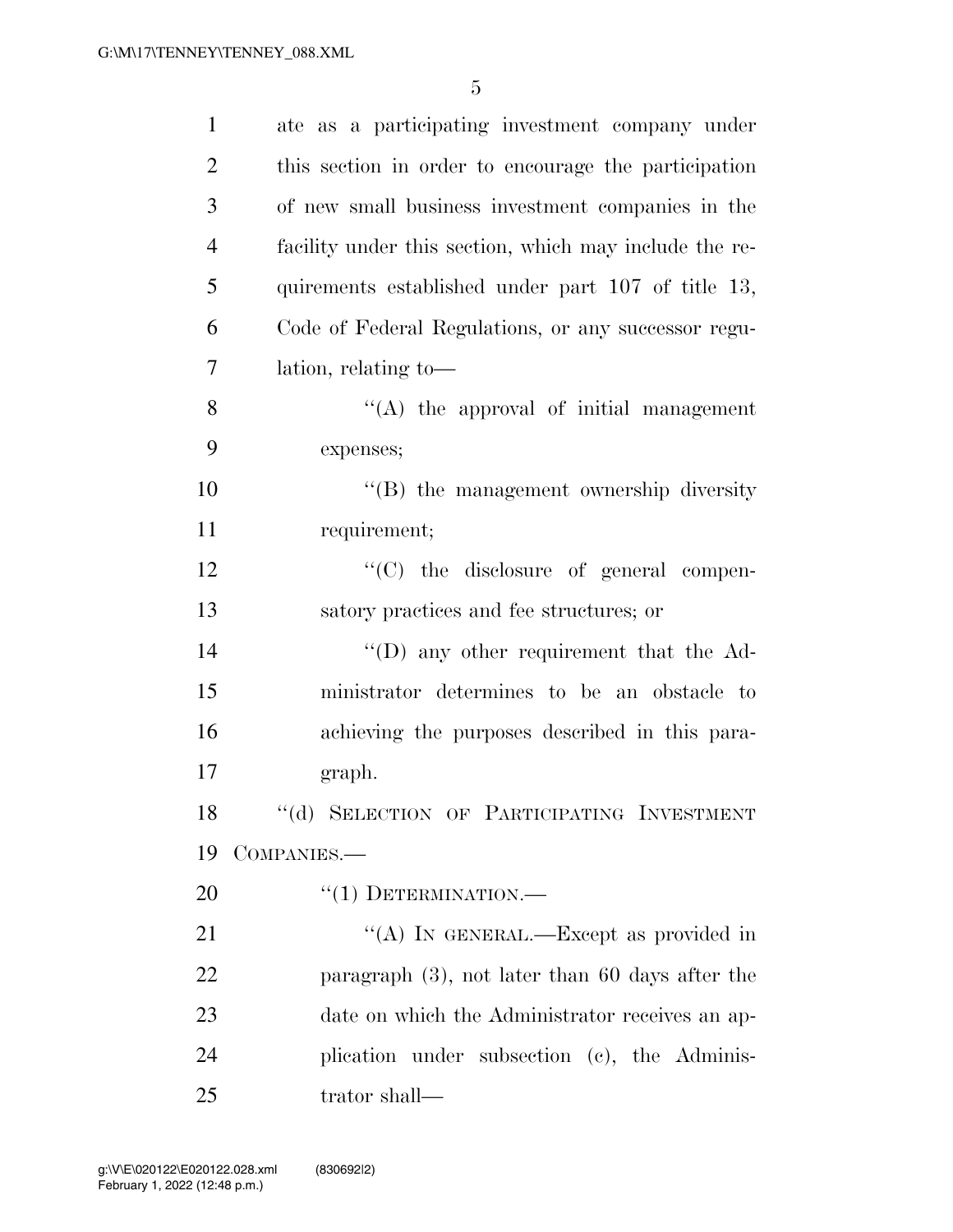ate as a participating investment company under this section in order to encourage the participation of new small business investment companies in the facility under this section, which may include the requirements established under part 107 of title 13, Code of Federal Regulations, or any successor regulation, relating to—

"(A) the approval of initial management expenses;

"(B) the management ownership diversity requirement;

"(C) the disclosure of general compensatory practices and fee structures; or

"(D) any other requirement that the Administrator determines to be an obstacle to achieving the purposes described in this paragraph.

"(d) SELECTION OF PARTICIPATING INVESTMENT COMPANIES.—

"(1) DETERMINATION.—

"(A) IN GENERAL.—Except as provided in paragraph (3), not later than 60 days after the date on which the Administrator receives an application under subsection (c), the Administrator shall—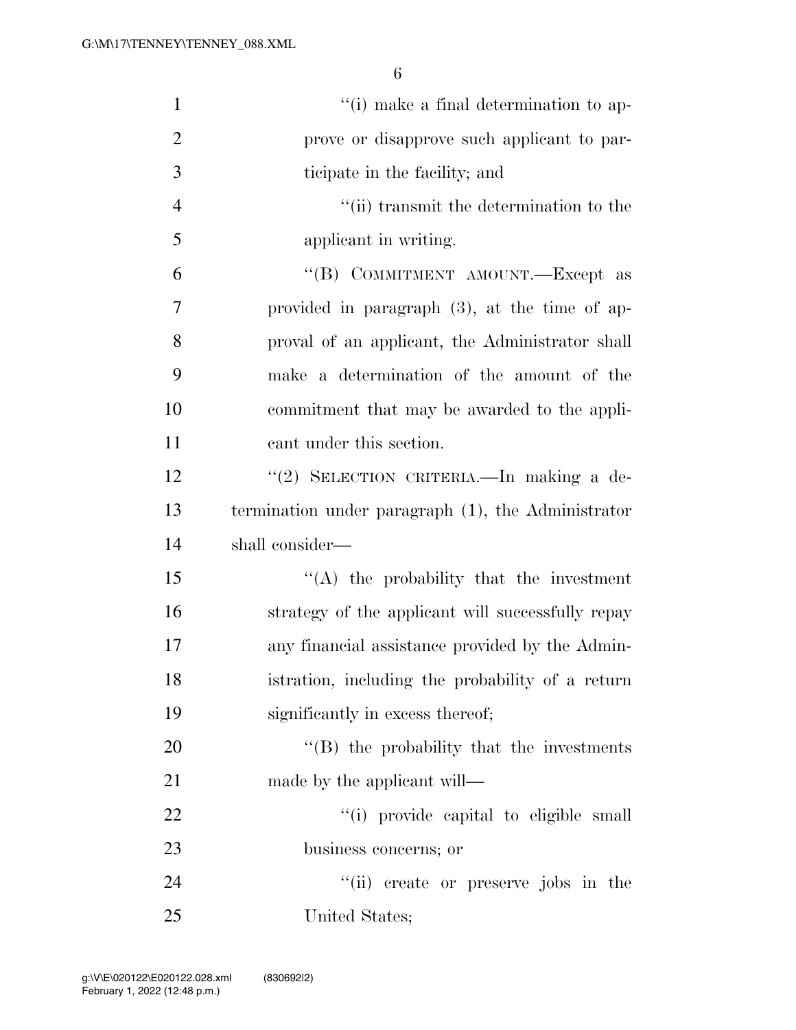"(i) make a final determination to approve or disapprove such applicant to participate in the facility; and

"(ii) transmit the determination to the applicant in writing.

"(B) COMMITMENT AMOUNT.—Except as provided in paragraph (3), at the time of approval of an applicant, the Administrator shall make a determination of the amount of the commitment that may be awarded to the applicant under this section.

"(2) SELECTION CRITERIA.—In making a determination under paragraph (1), the Administrator shall consider—

"(A) the probability that the investment strategy of the applicant will successfully repay any financial assistance provided by the Administration, including the probability of a return significantly in excess thereof;

"(B) the probability that the investments made by the applicant will—

"(i) provide capital to eligible small business concerns; or

"(ii) create or preserve jobs in the United States;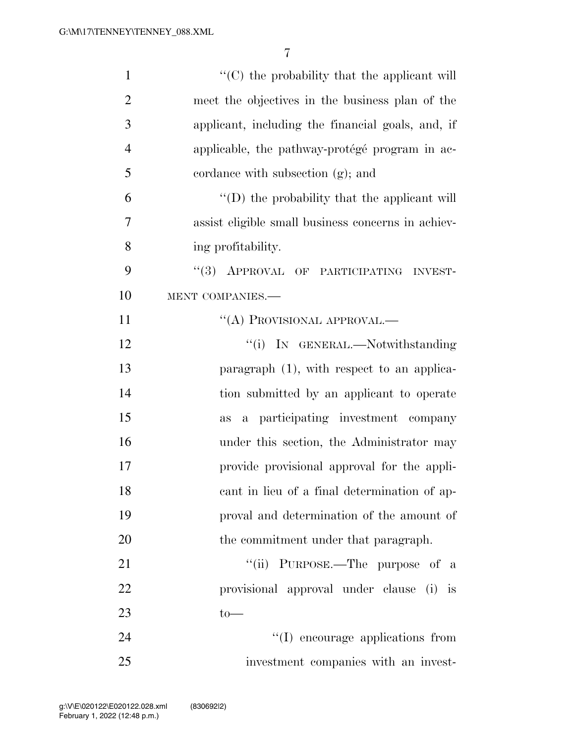''(C) the probability that the applicant will meet the objectives in the business plan of the applicant, including the financial goals, and, if applicable, the pathway-protégé program in accordance with subsection (g); and

''(D) the probability that the applicant will assist eligible small business concerns in achieving profitability.

''(3) APPROVAL OF PARTICIPATING INVESTMENT COMPANIES.—

''(A) PROVISIONAL APPROVAL.—

''(i) IN GENERAL.—Notwithstanding paragraph (1), with respect to an application submitted by an applicant to operate as a participating investment company under this section, the Administrator may provide provisional approval for the applicant in lieu of a final determination of approval and determination of the amount of the commitment under that paragraph.

''(ii) PURPOSE.—The purpose of a provisional approval under clause (i) is to—

''(I) encourage applications from investment companies with an invest-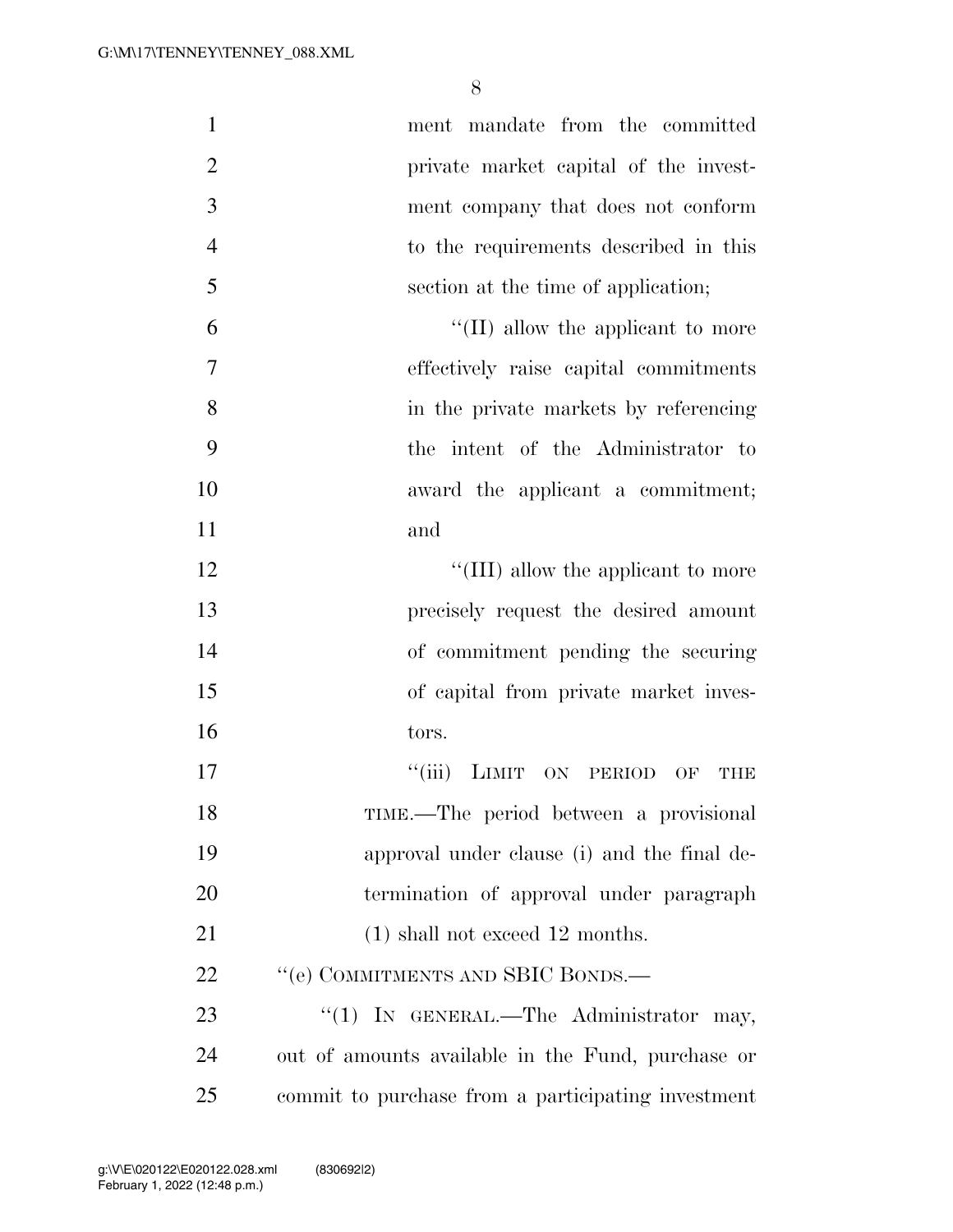ment mandate from the committed private market capital of the investment company that does not conform to the requirements described in this section at the time of application;

''(II) allow the applicant to more effectively raise capital commitments in the private markets by referencing the intent of the Administrator to award the applicant a commitment; and

''(III) allow the applicant to more precisely request the desired amount of commitment pending the securing of capital from private market investors.

''(iii) LIMIT ON PERIOD OF THE TIME.—The period between a provisional approval under clause (i) and the final determination of approval under paragraph (1) shall not exceed 12 months.

''(e) COMMITMENTS AND SBIC BONDS.—

''(1) IN GENERAL.—The Administrator may, out of amounts available in the Fund, purchase or commit to purchase from a participating investment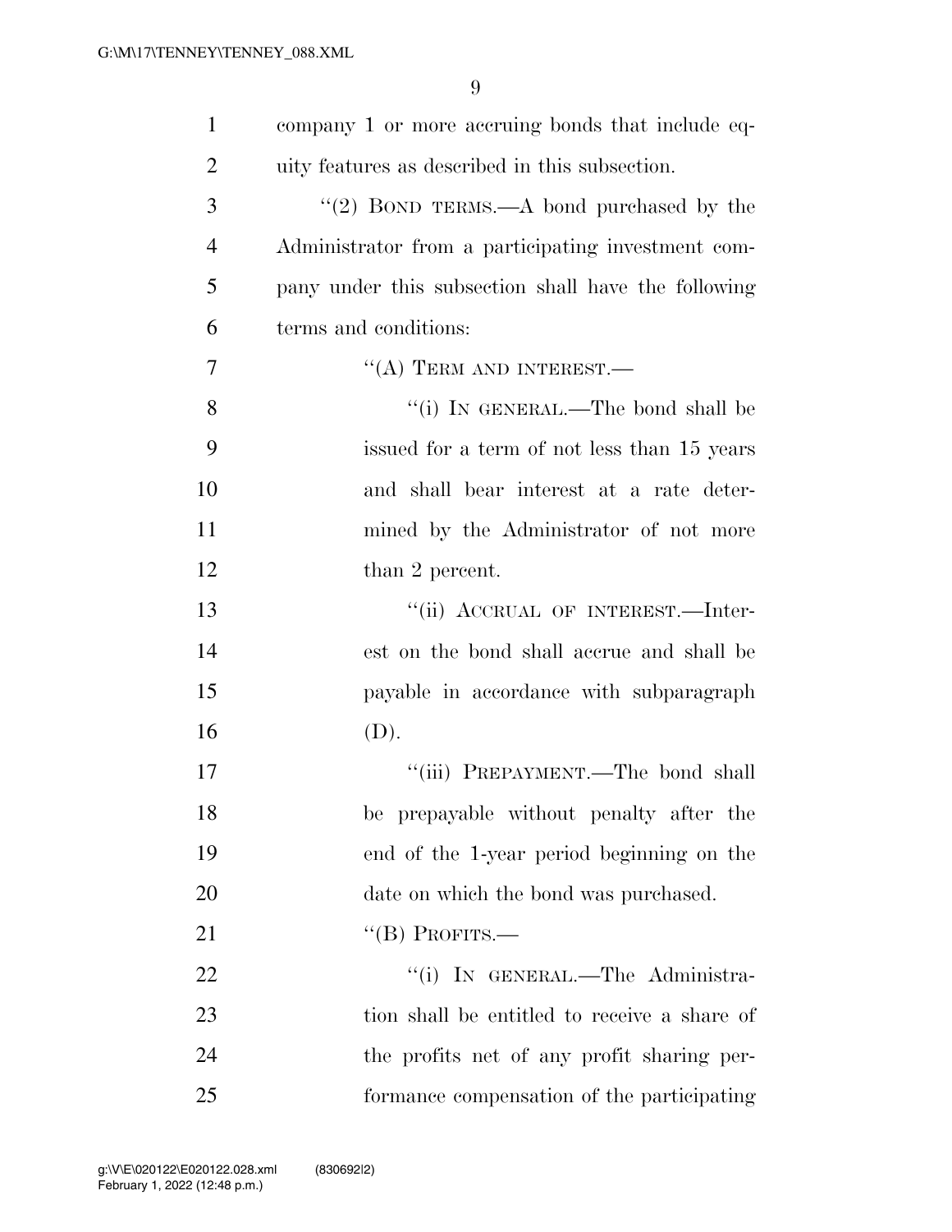company 1 or more accruing bonds that include equity features as described in this subsection.

"(2) BOND TERMS.—A bond purchased by the Administrator from a participating investment company under this subsection shall have the following terms and conditions:

"(A) TERM AND INTEREST.—

"(i) IN GENERAL.—The bond shall be issued for a term of not less than 15 years and shall bear interest at a rate determined by the Administrator of not more than 2 percent.

"(ii) ACCRUAL OF INTEREST.—Interest on the bond shall accrue and shall be payable in accordance with subparagraph (D).

"(iii) PREPAYMENT.—The bond shall be prepayable without penalty after the end of the 1-year period beginning on the date on which the bond was purchased.

"(B) PROFITS.—

"(i) IN GENERAL.—The Administration shall be entitled to receive a share of the profits net of any profit sharing performance compensation of the participating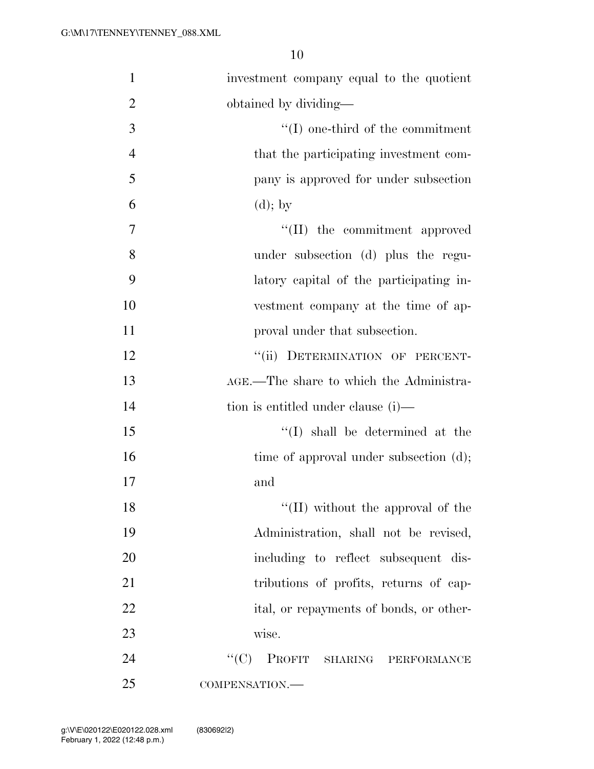investment company equal to the quotient obtained by dividing—

''(I) one-third of the commitment that the participating investment company is approved for under subsection (d); by

''(II) the commitment approved under subsection (d) plus the regulatory capital of the participating investment company at the time of approval under that subsection.

''(ii) DETERMINATION OF PERCENTAGE.—The share to which the Administration is entitled under clause (i)—

''(I) shall be determined at the time of approval under subsection (d); and

''(II) without the approval of the Administration, shall not be revised, including to reflect subsequent distributions of profits, returns of capital, or repayments of bonds, or otherwise.

''(C) PROFIT SHARING PERFORMANCE COMPENSATION.—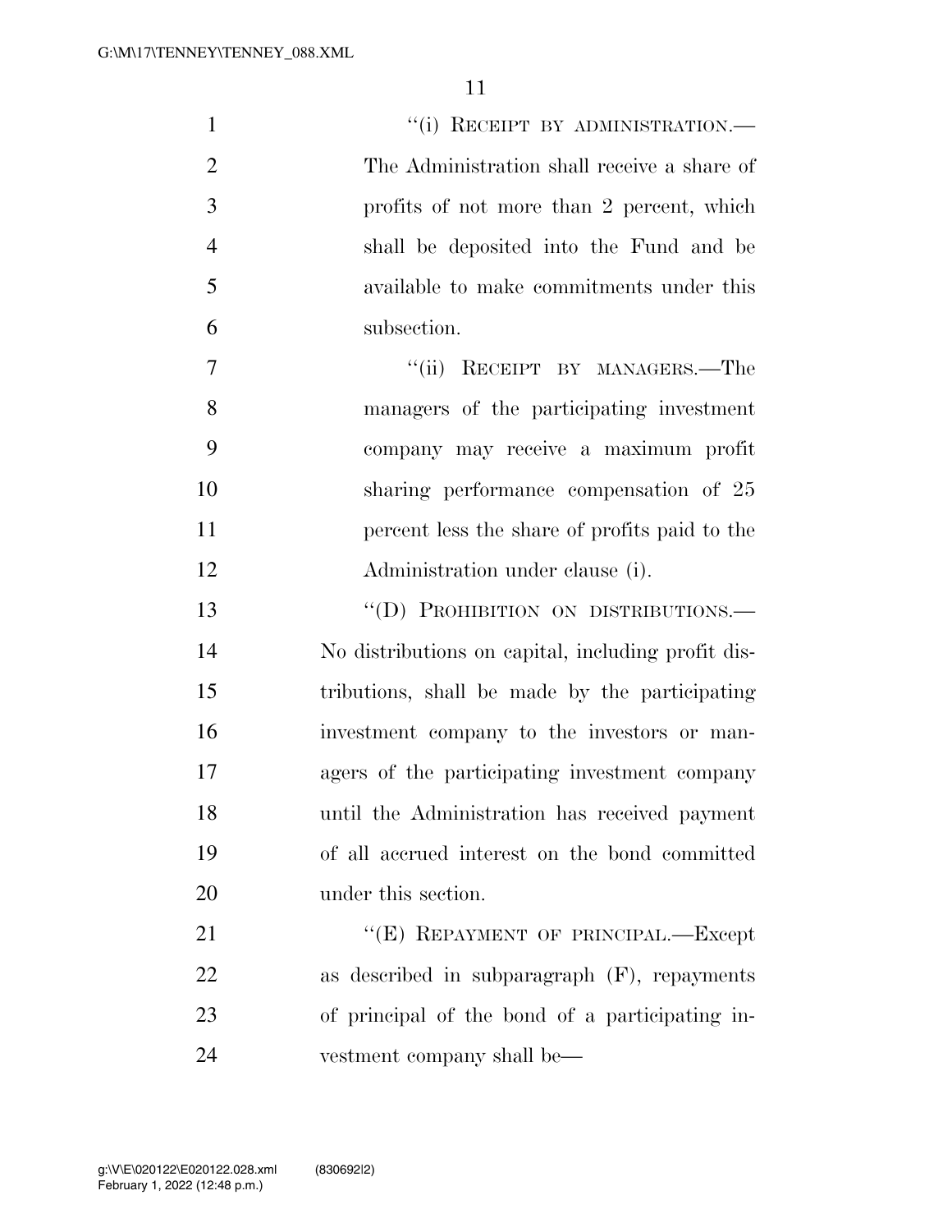"(i) RECEIPT BY ADMINISTRATION.—The Administration shall receive a share of profits of not more than 2 percent, which shall be deposited into the Fund and be available to make commitments under this subsection.

"(ii) RECEIPT BY MANAGERS.—The managers of the participating investment company may receive a maximum profit sharing performance compensation of 25 percent less the share of profits paid to the Administration under clause (i).

"(D) PROHIBITION ON DISTRIBUTIONS.—No distributions on capital, including profit distributions, shall be made by the participating investment company to the investors or managers of the participating investment company until the Administration has received payment of all accrued interest on the bond committed under this section.

"(E) REPAYMENT OF PRINCIPAL.—Except as described in subparagraph (F), repayments of principal of the bond of a participating investment company shall be—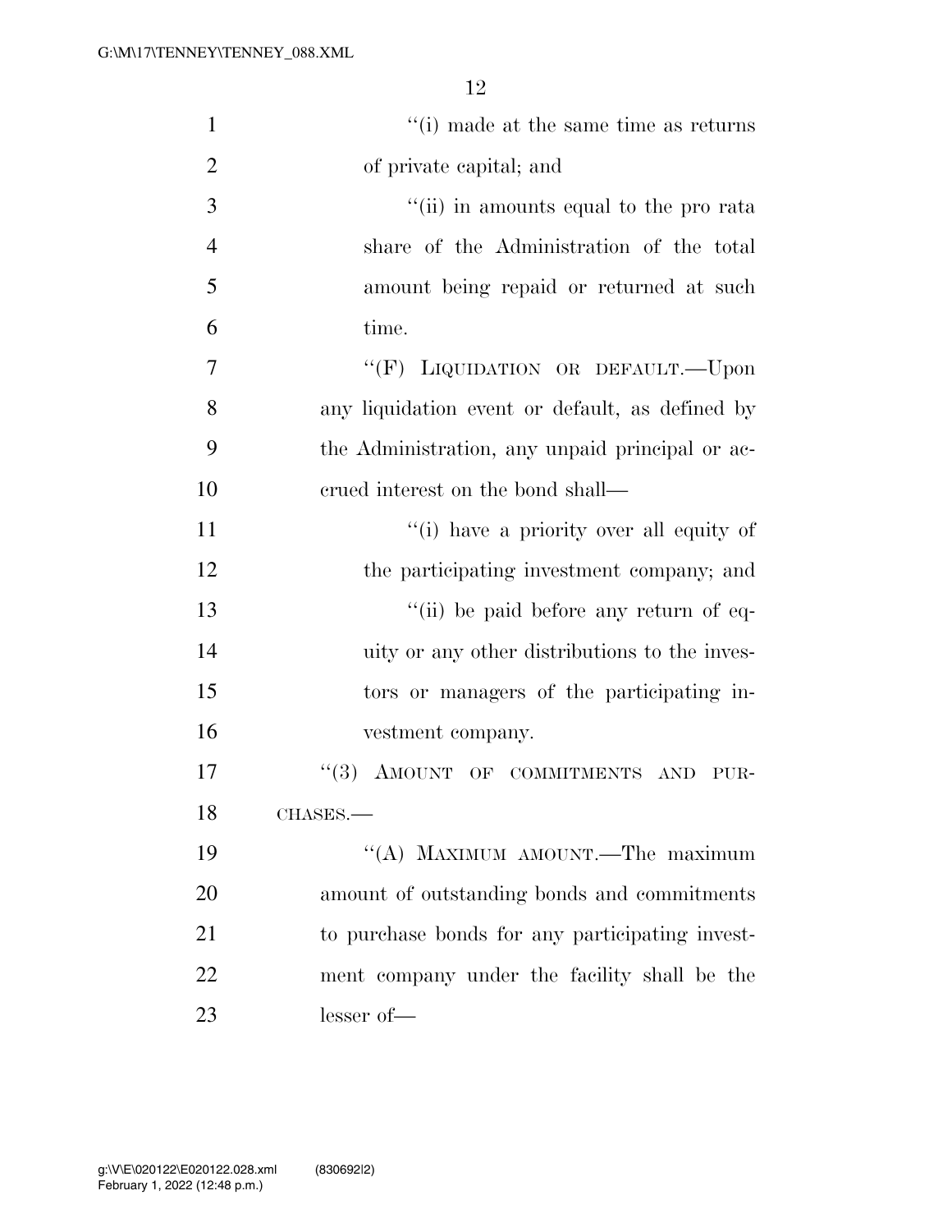''(i) made at the same time as returns of private capital; and

''(ii) in amounts equal to the pro rata share of the Administration of the total amount being repaid or returned at such time.

''(F) LIQUIDATION OR DEFAULT.—Upon any liquidation event or default, as defined by the Administration, any unpaid principal or accrued interest on the bond shall—

''(i) have a priority over all equity of the participating investment company; and

''(ii) be paid before any return of equity or any other distributions to the investors or managers of the participating investment company.

''(3) AMOUNT OF COMMITMENTS AND PURCHASES.—

''(A) MAXIMUM AMOUNT.—The maximum amount of outstanding bonds and commitments to purchase bonds for any participating investment company under the facility shall be the lesser of—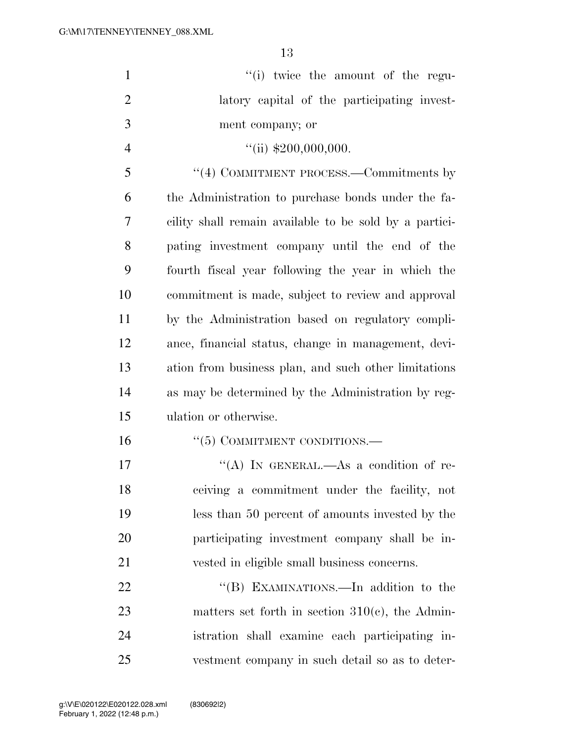"(i) twice the amount of the regulatory capital of the participating investment company; or

"(ii) $200,000,000.

"(4) COMMITMENT PROCESS.—Commitments by the Administration to purchase bonds under the facility shall remain available to be sold by a participating investment company until the end of the fourth fiscal year following the year in which the commitment is made, subject to review and approval by the Administration based on regulatory compliance, financial status, change in management, deviation from business plan, and such other limitations as may be determined by the Administration by regulation or otherwise.

"(5) COMMITMENT CONDITIONS.—

"(A) IN GENERAL.—As a condition of receiving a commitment under the facility, not less than 50 percent of amounts invested by the participating investment company shall be invested in eligible small business concerns.

"(B) EXAMINATIONS.—In addition to the matters set forth in section 310(c), the Administration shall examine each participating investment company in such detail so as to deter-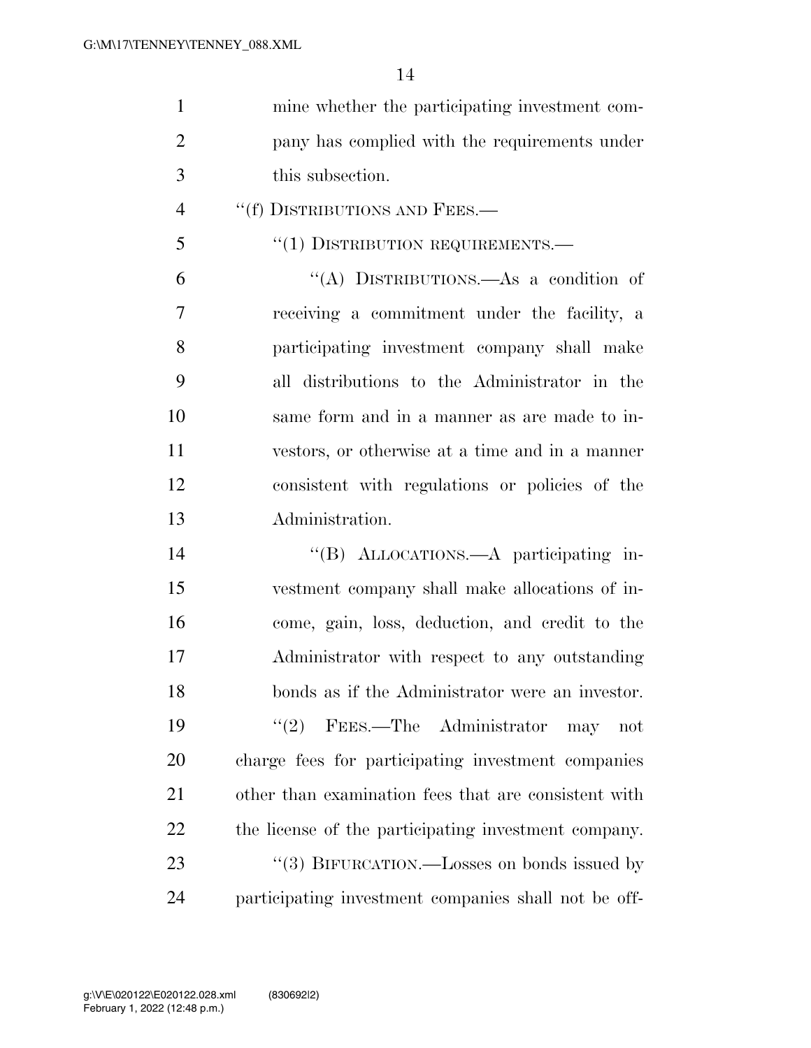mine whether the participating investment company has complied with the requirements under this subsection.

"(f) DISTRIBUTIONS AND FEES.—

"(1) DISTRIBUTION REQUIREMENTS.—

"(A) DISTRIBUTIONS.—As a condition of receiving a commitment under the facility, a participating investment company shall make all distributions to the Administrator in the same form and in a manner as are made to investors, or otherwise at a time and in a manner consistent with regulations or policies of the Administration.

"(B) ALLOCATIONS.—A participating investment company shall make allocations of income, gain, loss, deduction, and credit to the Administrator with respect to any outstanding bonds as if the Administrator were an investor.

"(2) FEES.—The Administrator may not charge fees for participating investment companies other than examination fees that are consistent with the license of the participating investment company.

"(3) BIFURCATION.—Losses on bonds issued by participating investment companies shall not be off-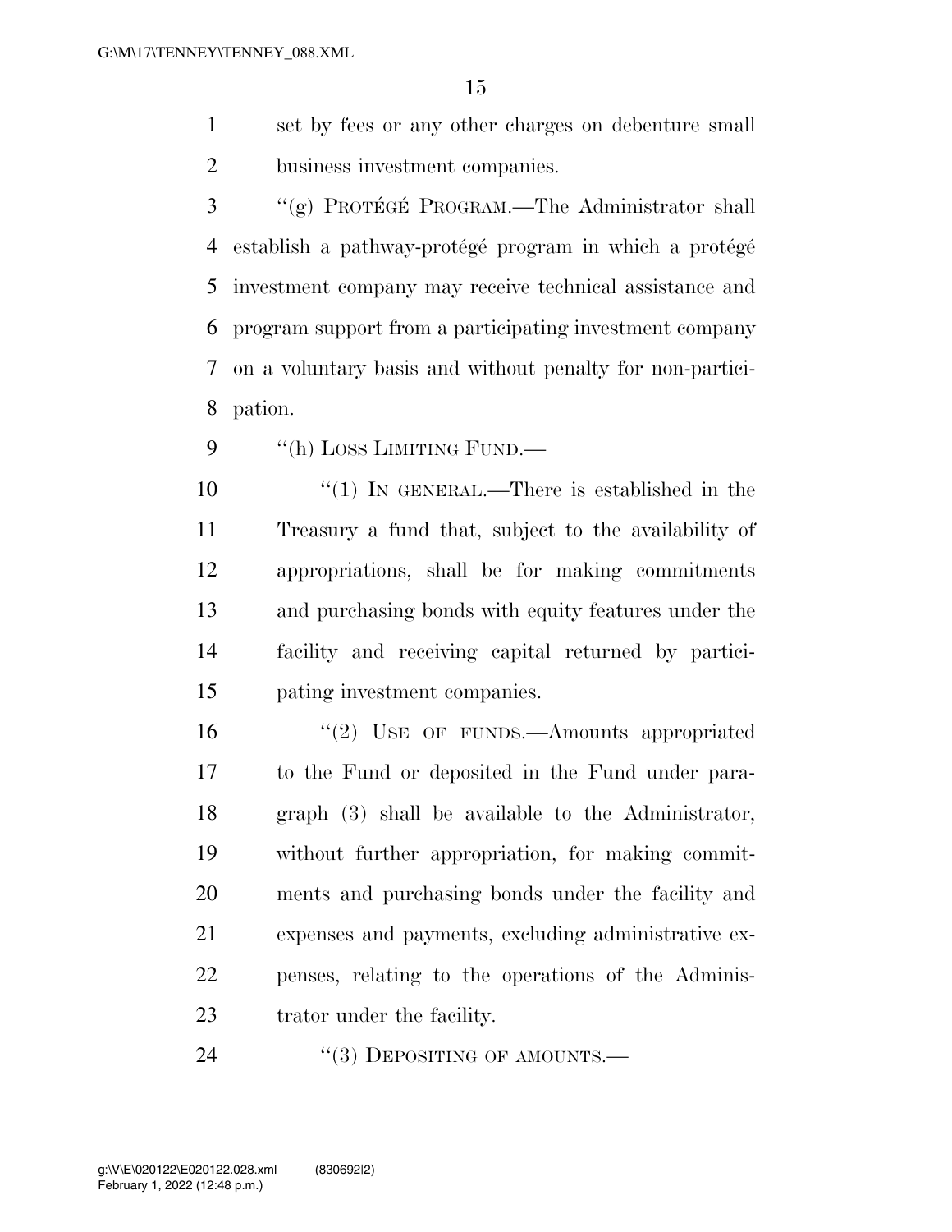set by fees or any other charges on debenture small business investment companies.

"(g) PROTÉGÉ PROGRAM.—The Administrator shall establish a pathway-protégé program in which a protégé investment company may receive technical assistance and program support from a participating investment company on a voluntary basis and without penalty for non-participation.

"(h) LOSS LIMITING FUND.—

"(1) IN GENERAL.—There is established in the Treasury a fund that, subject to the availability of appropriations, shall be for making commitments and purchasing bonds with equity features under the facility and receiving capital returned by participating investment companies.

"(2) USE OF FUNDS.—Amounts appropriated to the Fund or deposited in the Fund under paragraph (3) shall be available to the Administrator, without further appropriation, for making commitments and purchasing bonds under the facility and expenses and payments, excluding administrative expenses, relating to the operations of the Administrator under the facility.

"(3) DEPOSITING OF AMOUNTS.—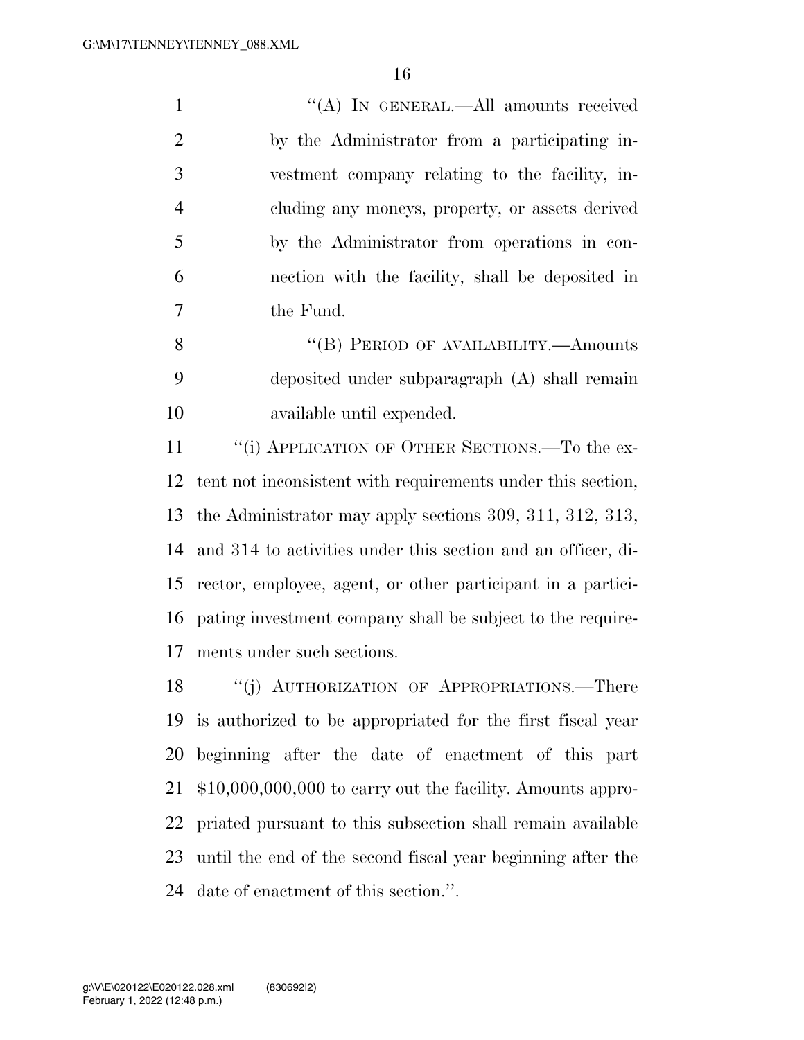"(A) IN GENERAL.—All amounts received by the Administrator from a participating investment company relating to the facility, including any moneys, property, or assets derived by the Administrator from operations in connection with the facility, shall be deposited in the Fund.

"(B) PERIOD OF AVAILABILITY.—Amounts deposited under subparagraph (A) shall remain available until expended.

"(i) APPLICATION OF OTHER SECTIONS.—To the extent not inconsistent with requirements under this section, the Administrator may apply sections 309, 311, 312, 313, and 314 to activities under this section and an officer, director, employee, agent, or other participant in a participating investment company shall be subject to the requirements under such sections.

"(j) AUTHORIZATION OF APPROPRIATIONS.—There is authorized to be appropriated for the first fiscal year beginning after the date of enactment of this part $10,000,000,000 to carry out the facility. Amounts appropriated pursuant to this subsection shall remain available until the end of the second fiscal year beginning after the date of enactment of this section.".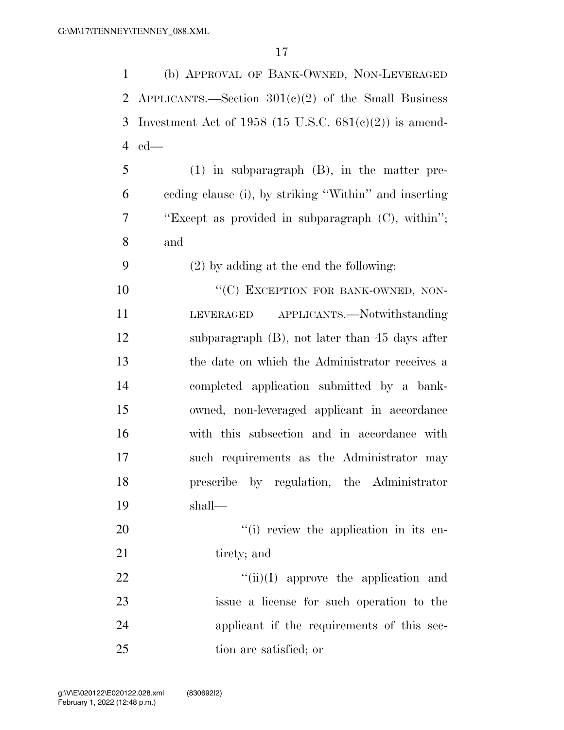(b) APPROVAL OF BANK-OWNED, NON-LEVERAGED APPLICANTS.—Section 301(c)(2) of the Small Business Investment Act of 1958 (15 U.S.C. 681(c)(2)) is amended—

(1) in subparagraph (B), in the matter preceding clause (i), by striking ''Within'' and inserting ''Except as provided in subparagraph (C), within''; and

(2) by adding at the end the following:

''(C) EXCEPTION FOR BANK-OWNED, NON-LEVERAGED APPLICANTS.—Notwithstanding subparagraph (B), not later than 45 days after the date on which the Administrator receives a completed application submitted by a bank-owned, non-leveraged applicant in accordance with this subsection and in accordance with such requirements as the Administrator may prescribe by regulation, the Administrator shall—

''(i) review the application in its entirety; and

''(ii)(I) approve the application and issue a license for such operation to the applicant if the requirements of this section are satisfied; or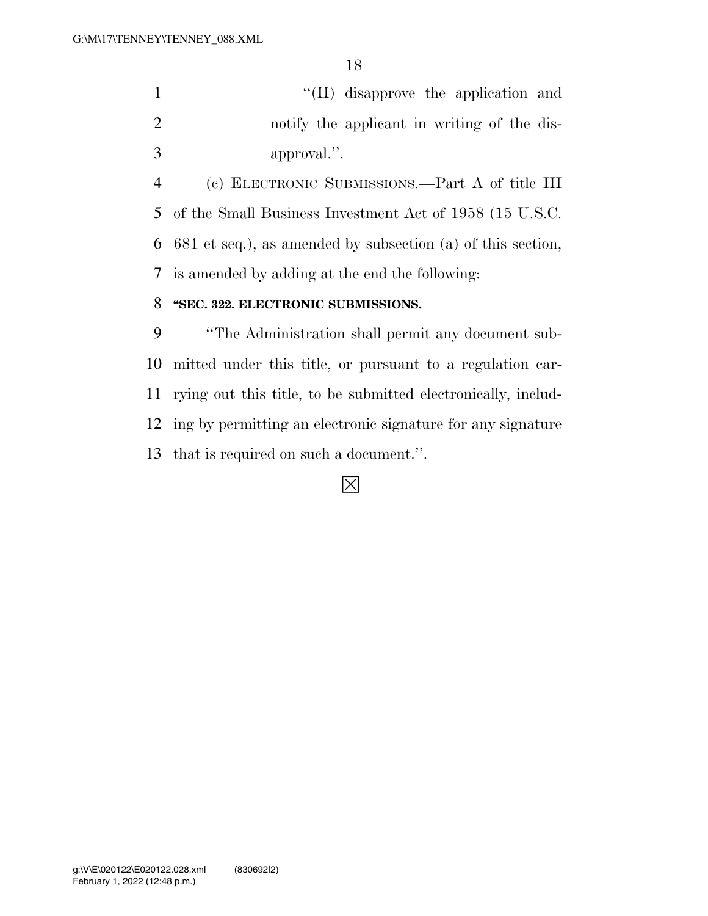"(II) disapprove the application and notify the applicant in writing of the disapproval.".

(c) ELECTRONIC SUBMISSIONS.—Part A of title III of the Small Business Investment Act of 1958 (15 U.S.C. 681 et seq.), as amended by subsection (a) of this section, is amended by adding at the end the following:

**"SEC. 322. ELECTRONIC SUBMISSIONS.**

"The Administration shall permit any document submitted under this title, or pursuant to a regulation carrying out this title, to be submitted electronically, including by permitting an electronic signature for any signature that is required on such a document.".

☒